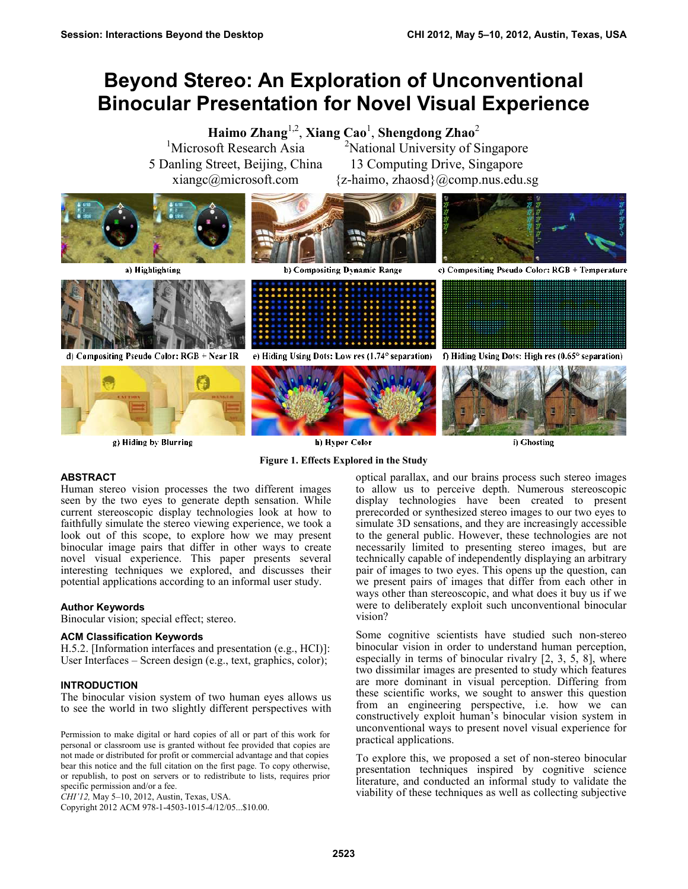# Beyond Stereo: An Exploration of Unconventional Binocular Presentation for Novel Visual Experience

**Haimo Zhang**[1,2], **Xiang Cao**[1], **Shengdong Zhao**[2]

[1]Microsoft Research Asia
5 Danling Street, Beijing, China
xiangc@microsoft.com

[2]National University of Singapore
13 Computing Drive, Singapore
{z-haimo, zhaosd}@comp.nus.edu.sg

a) Highlighting b) Compositing Dynamic Range c) Compositing Pseudo Color: RGB + Temperature

d) Compositing Pseudo Color: RGB + Near IR e) Hiding Using Dots: Low res (1.74° separation) f) Hiding Using Dots: High res (0.65° separation)

g) Hiding by Blurring h) Hyper Color i) Ghosting

**Figure 1. Effects Explored in the Study**

## ABSTRACT

Human stereo vision processes the two different images seen by the two eyes to generate depth sensation. While current stereoscopic display technologies look at how to faithfully simulate the stereo viewing experience, we took a look out of this scope, to explore how we may present binocular image pairs that differ in other ways to create novel visual experience. This paper presents several interesting techniques we explored, and discusses their potential applications according to an informal user study.

### Author Keywords

Binocular vision; special effect; stereo.

### ACM Classification Keywords

H.5.2. [Information interfaces and presentation (e.g., HCI)]: User Interfaces – Screen design (e.g., text, graphics, color);

## INTRODUCTION

The binocular vision system of two human eyes allows us to see the world in two slightly different perspectives with optical parallax, and our brains process such stereo images to allow us to perceive depth. Numerous stereoscopic display technologies have been created to present prerecorded or synthesized stereo images to our two eyes to simulate 3D sensations, and they are increasingly accessible to the general public. However, these technologies are not necessarily limited to presenting stereo images, but are technically capable of independently displaying an arbitrary pair of images to two eyes. This opens up the question, can we present pairs of images that differ from each other in ways other than stereoscopic, and what does it buy us if we were to deliberately exploit such unconventional binocular vision?

Some cognitive scientists have studied such non-stereo binocular vision in order to understand human perception, especially in terms of binocular rivalry [2, 3, 5, 8], where two dissimilar images are presented to study which features are more dominant in visual perception. Differing from these scientific works, we sought to answer this question from an engineering perspective, i.e. how we can constructively exploit human's binocular vision system in unconventional ways to present novel visual experience for practical applications.

To explore this, we proposed a set of non-stereo binocular presentation techniques inspired by cognitive science literature, and conducted an informal study to validate the viability of these techniques as well as collecting subjective

Permission to make digital or hard copies of all or part of this work for personal or classroom use is granted without fee provided that copies are not made or distributed for profit or commercial advantage and that copies bear this notice and the full citation on the first page. To copy otherwise, or republish, to post on servers or to redistribute to lists, requires prior specific permission and/or a fee.
*CHI'12,* May 5–10, 2012, Austin, Texas, USA.
Copyright 2012 ACM 978-1-4503-1015-4/12/05...$10.00.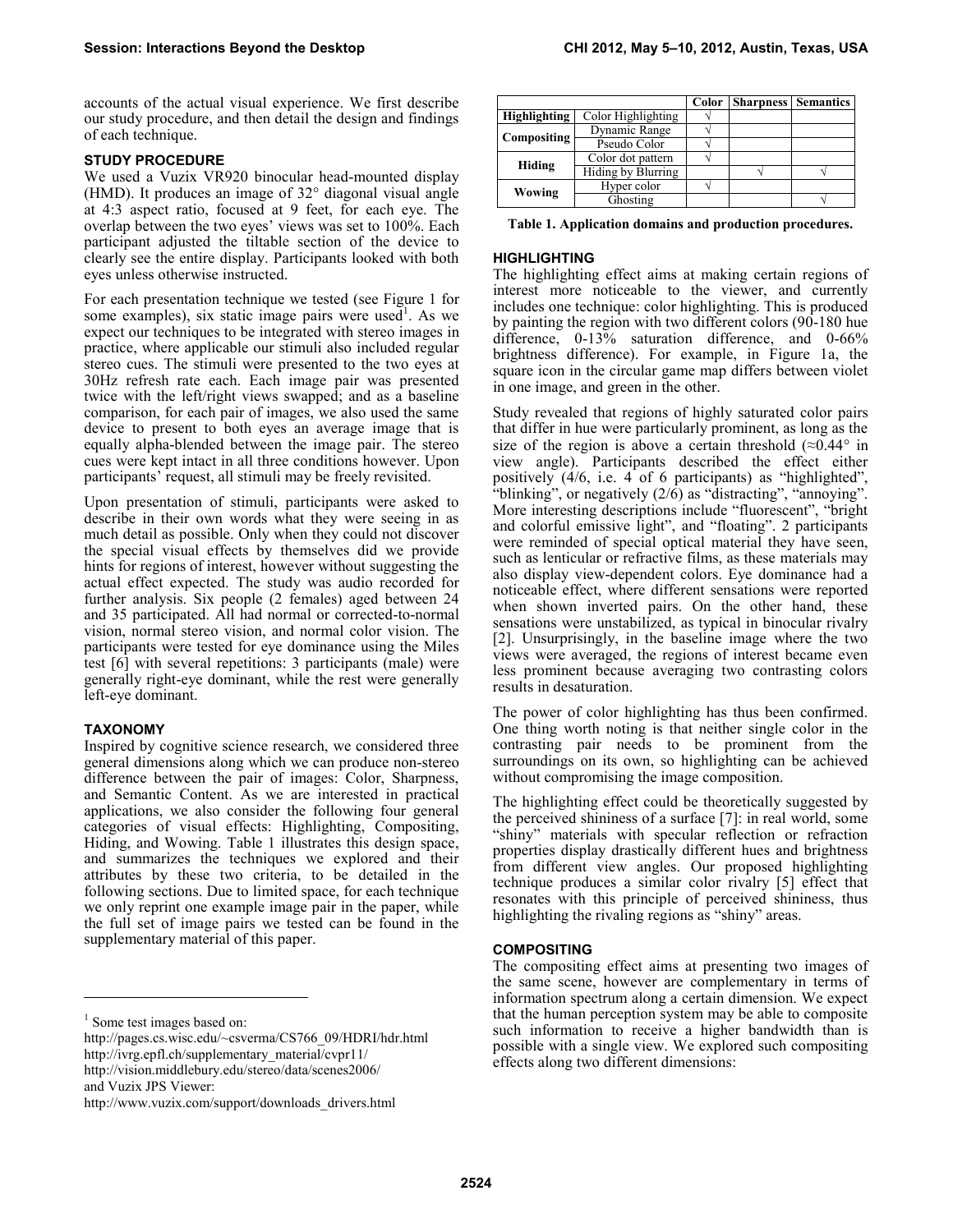accounts of the actual visual experience. We first describe our study procedure, and then detail the design and findings of each technique.

## STUDY PROCEDURE

We used a Vuzix VR920 binocular head-mounted display (HMD). It produces an image of 32° diagonal visual angle at 4:3 aspect ratio, focused at 9 feet, for each eye. The overlap between the two eyes' views was set to 100%. Each participant adjusted the tiltable section of the device to clearly see the entire display. Participants looked with both eyes unless otherwise instructed.

For each presentation technique we tested (see Figure 1 for some examples), six static image pairs were used[1]. As we expect our techniques to be integrated with stereo images in practice, where applicable our stimuli also included regular stereo cues. The stimuli were presented to the two eyes at 30Hz refresh rate each. Each image pair was presented twice with the left/right views swapped; and as a baseline comparison, for each pair of images, we also used the same device to present to both eyes an average image that is equally alpha-blended between the image pair. The stereo cues were kept intact in all three conditions however. Upon participants' request, all stimuli may be freely revisited.

Upon presentation of stimuli, participants were asked to describe in their own words what they were seeing in as much detail as possible. Only when they could not discover the special visual effects by themselves did we provide hints for regions of interest, however without suggesting the actual effect expected. The study was audio recorded for further analysis. Six people (2 females) aged between 24 and 35 participated. All had normal or corrected-to-normal vision, normal stereo vision, and normal color vision. The participants were tested for eye dominance using the Miles test [6] with several repetitions: 3 participants (male) were generally right-eye dominant, while the rest were generally left-eye dominant.

## TAXONOMY

Inspired by cognitive science research, we considered three general dimensions along which we can produce non-stereo difference between the pair of images: Color, Sharpness, and Semantic Content. As we are interested in practical applications, we also consider the following four general categories of visual effects: Highlighting, Compositing, Hiding, and Wowing. Table 1 illustrates this design space, and summarizes the techniques we explored and their attributes by these two criteria, to be detailed in the following sections. Due to limited space, for each technique we only reprint one example image pair in the paper, while the full set of image pairs we tested can be found in the supplementary material of this paper.

| | | Color | Sharpness | Semantics |
|---|---|---|---|---|
| **Highlighting** | Color Highlighting | √ | | |
| **Compositing** | Dynamic Range | √ | | |
| | Pseudo Color | √ | | |
| **Hiding** | Color dot pattern | √ | | |
| | Hiding by Blurring | | √ | √ |
| **Wowing** | Hyper color | √ | | |
| | Ghosting | | | √ |

**Table 1. Application domains and production procedures.**

## HIGHLIGHTING

The highlighting effect aims at making certain regions of interest more noticeable to the viewer, and currently includes one technique: color highlighting. This is produced by painting the region with two different colors (90-180 hue difference, 0-13% saturation difference, and 0-66% brightness difference). For example, in Figure 1a, the square icon in the circular game map differs between violet in one image, and green in the other.

Study revealed that regions of highly saturated color pairs that differ in hue were particularly prominent, as long as the size of the region is above a certain threshold (≈0.44° in view angle). Participants described the effect either positively (4/6, i.e. 4 of 6 participants) as "highlighted", "blinking", or negatively (2/6) as "distracting", "annoying". More interesting descriptions include "fluorescent", "bright and colorful emissive light", and "floating". 2 participants were reminded of special optical material they have seen, such as lenticular or refractive films, as these materials may also display view-dependent colors. Eye dominance had a noticeable effect, where different sensations were reported when shown inverted pairs. On the other hand, these sensations were unstabilized, as typical in binocular rivalry [2]. Unsurprisingly, in the baseline image where the two views were averaged, the regions of interest became even less prominent because averaging two contrasting colors results in desaturation.

The power of color highlighting has thus been confirmed. One thing worth noting is that neither single color in the contrasting pair needs to be prominent from the surroundings on its own, so highlighting can be achieved without compromising the image composition.

The highlighting effect could be theoretically suggested by the perceived shininess of a surface [7]: in real world, some "shiny" materials with specular reflection or refraction properties display drastically different hues and brightness from different view angles. Our proposed highlighting technique produces a similar color rivalry [5] effect that resonates with this principle of perceived shininess, thus highlighting the rivaling regions as "shiny" areas.

## COMPOSITING

The compositing effect aims at presenting two images of the same scene, however are complementary in terms of information spectrum along a certain dimension. We expect that the human perception system may be able to composite such information to receive a higher bandwidth than is possible with a single view. We explored such compositing effects along two different dimensions:

---

[1] Some test images based on:
http://pages.cs.wisc.edu/~csverma/CS766_09/HDRI/hdr.html
http://ivrg.epfl.ch/supplementary_material/cvpr11/
http://vision.middlebury.edu/stereo/data/scenes2006/
and Vuzix JPS Viewer:
http://www.vuzix.com/support/downloads_drivers.html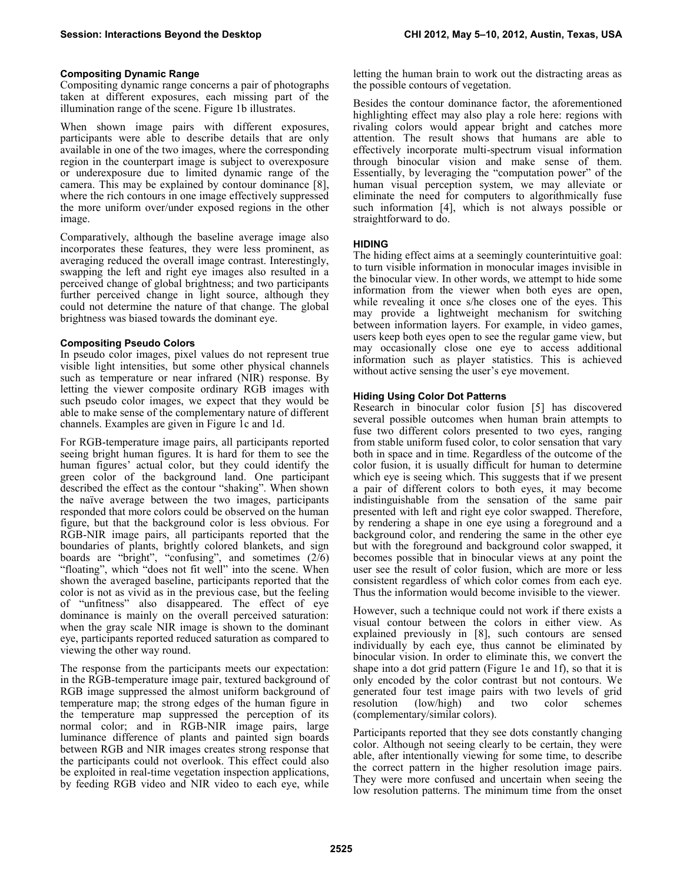### Compositing Dynamic Range

Compositing dynamic range concerns a pair of photographs taken at different exposures, each missing part of the illumination range of the scene. Figure 1b illustrates.

When shown image pairs with different exposures, participants were able to describe details that are only available in one of the two images, where the corresponding region in the counterpart image is subject to overexposure or underexposure due to limited dynamic range of the camera. This may be explained by contour dominance [8], where the rich contours in one image effectively suppressed the more uniform over/under exposed regions in the other image.

Comparatively, although the baseline average image also incorporates these features, they were less prominent, as averaging reduced the overall image contrast. Interestingly, swapping the left and right eye images also resulted in a perceived change of global brightness; and two participants further perceived change in light source, although they could not determine the nature of that change. The global brightness was biased towards the dominant eye.

### Compositing Pseudo Colors

In pseudo color images, pixel values do not represent true visible light intensities, but some other physical channels such as temperature or near infrared (NIR) response. By letting the viewer composite ordinary RGB images with such pseudo color images, we expect that they would be able to make sense of the complementary nature of different channels. Examples are given in Figure 1c and 1d.

For RGB-temperature image pairs, all participants reported seeing bright human figures. It is hard for them to see the human figures' actual color, but they could identify the green color of the background land. One participant described the effect as the contour "shaking". When shown the naïve average between the two images, participants responded that more colors could be observed on the human figure, but that the background color is less obvious. For RGB-NIR image pairs, all participants reported that the boundaries of plants, brightly colored blankets, and sign boards are "bright", "confusing", and sometimes (2/6) "floating", which "does not fit well" into the scene. When shown the averaged baseline, participants reported that the color is not as vivid as in the previous case, but the feeling of "unfitness" also disappeared. The effect of eye dominance is mainly on the overall perceived saturation: when the gray scale NIR image is shown to the dominant eye, participants reported reduced saturation as compared to viewing the other way round.

The response from the participants meets our expectation: in the RGB-temperature image pair, textured background of RGB image suppressed the almost uniform background of temperature map; the strong edges of the human figure in the temperature map suppressed the perception of its normal color; and in RGB-NIR image pairs, large luminance difference of plants and painted sign boards between RGB and NIR images creates strong response that the participants could not overlook. This effect could also be exploited in real-time vegetation inspection applications, by feeding RGB video and NIR video to each eye, while letting the human brain to work out the distracting areas as the possible contours of vegetation.

Besides the contour dominance factor, the aforementioned highlighting effect may also play a role here: regions with rivaling colors would appear bright and catches more attention. The result shows that humans are able to effectively incorporate multi-spectrum visual information through binocular vision and make sense of them. Essentially, by leveraging the "computation power" of the human visual perception system, we may alleviate or eliminate the need for computers to algorithmically fuse such information [4], which is not always possible or straightforward to do.

## HIDING

The hiding effect aims at a seemingly counterintuitive goal: to turn visible information in monocular images invisible in the binocular view. In other words, we attempt to hide some information from the viewer when both eyes are open, while revealing it once s/he closes one of the eyes. This may provide a lightweight mechanism for switching between information layers. For example, in video games, users keep both eyes open to see the regular game view, but may occasionally close one eye to access additional information such as player statistics. This is achieved without active sensing the user's eye movement.

### Hiding Using Color Dot Patterns

Research in binocular color fusion [5] has discovered several possible outcomes when human brain attempts to fuse two different colors presented to two eyes, ranging from stable uniform fused color, to color sensation that vary both in space and in time. Regardless of the outcome of the color fusion, it is usually difficult for human to determine which eye is seeing which. This suggests that if we present a pair of different colors to both eyes, it may become indistinguishable from the sensation of the same pair presented with left and right eye color swapped. Therefore, by rendering a shape in one eye using a foreground and a background color, and rendering the same in the other eye but with the foreground and background color swapped, it becomes possible that in binocular views at any point the user see the result of color fusion, which are more or less consistent regardless of which color comes from each eye. Thus the information would become invisible to the viewer.

However, such a technique could not work if there exists a visual contour between the colors in either view. As explained previously in [8], such contours are sensed individually by each eye, thus cannot be eliminated by binocular vision. In order to eliminate this, we convert the shape into a dot grid pattern (Figure 1e and 1f), so that it is only encoded by the color contrast but not contours. We generated four test image pairs with two levels of grid resolution (low/high) and two color schemes (complementary/similar colors).

Participants reported that they see dots constantly changing color. Although not seeing clearly to be certain, they were able, after intentionally viewing for some time, to describe the correct pattern in the higher resolution image pairs. They were more confused and uncertain when seeing the low resolution patterns. The minimum time from the onset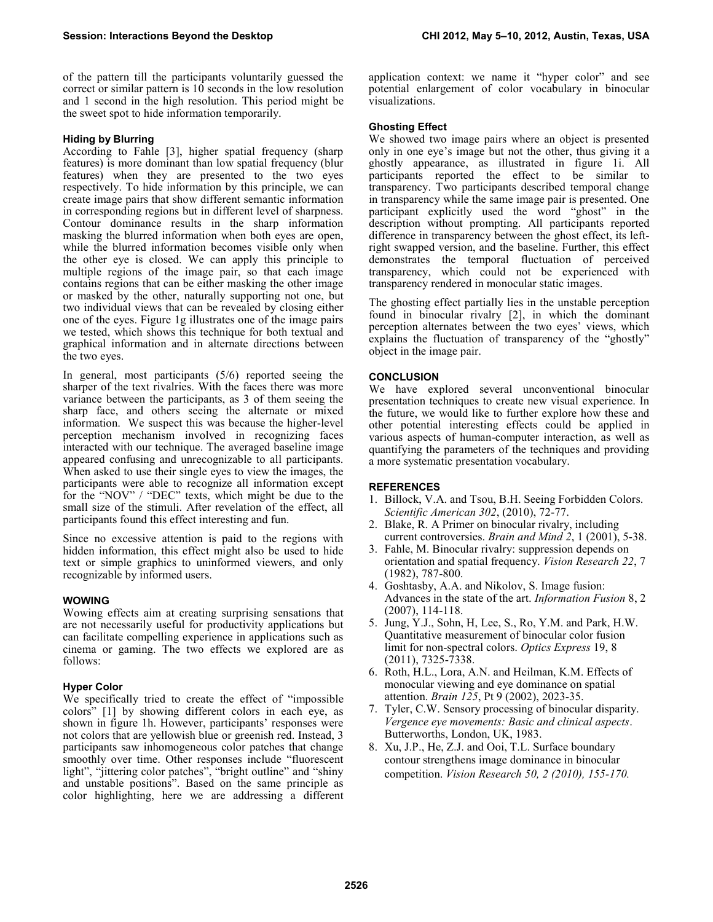of the pattern till the participants voluntarily guessed the correct or similar pattern is 10 seconds in the low resolution and 1 second in the high resolution. This period might be the sweet spot to hide information temporarily.

### Hiding by Blurring

According to Fahle [3], higher spatial frequency (sharp features) is more dominant than low spatial frequency (blur features) when they are presented to the two eyes respectively. To hide information by this principle, we can create image pairs that show different semantic information in corresponding regions but in different level of sharpness. Contour dominance results in the sharp information masking the blurred information when both eyes are open, while the blurred information becomes visible only when the other eye is closed. We can apply this principle to multiple regions of the image pair, so that each image contains regions that can be either masking the other image or masked by the other, naturally supporting not one, but two individual views that can be revealed by closing either one of the eyes. Figure 1g illustrates one of the image pairs we tested, which shows this technique for both textual and graphical information and in alternate directions between the two eyes.

In general, most participants (5/6) reported seeing the sharper of the text rivalries. With the faces there was more variance between the participants, as 3 of them seeing the sharp face, and others seeing the alternate or mixed information. We suspect this was because the higher-level perception mechanism involved in recognizing faces interacted with our technique. The averaged baseline image appeared confusing and unrecognizable to all participants. When asked to use their single eyes to view the images, the participants were able to recognize all information except for the "NOV" / "DEC" texts, which might be due to the small size of the stimuli. After revelation of the effect, all participants found this effect interesting and fun.

Since no excessive attention is paid to the regions with hidden information, this effect might also be used to hide text or simple graphics to uninformed viewers, and only recognizable by informed users.

## WOWING

Wowing effects aim at creating surprising sensations that are not necessarily useful for productivity applications but can facilitate compelling experience in applications such as cinema or gaming. The two effects we explored are as follows:

### Hyper Color

We specifically tried to create the effect of "impossible colors" [1] by showing different colors in each eye, as shown in figure 1h. However, participants' responses were not colors that are yellowish blue or greenish red. Instead, 3 participants saw inhomogeneous color patches that change smoothly over time. Other responses include "fluorescent light", "jittering color patches", "bright outline" and "shiny and unstable positions". Based on the same principle as color highlighting, here we are addressing a different application context: we name it "hyper color" and see potential enlargement of color vocabulary in binocular visualizations.

### Ghosting Effect

We showed two image pairs where an object is presented only in one eye's image but not the other, thus giving it a ghostly appearance, as illustrated in figure 1i. All participants reported the effect to be similar to transparency. Two participants described temporal change in transparency while the same image pair is presented. One participant explicitly used the word "ghost" in the description without prompting. All participants reported difference in transparency between the ghost effect, its left-right swapped version, and the baseline. Further, this effect demonstrates the temporal fluctuation of perceived transparency, which could not be experienced with transparency rendered in monocular static images.

The ghosting effect partially lies in the unstable perception found in binocular rivalry [2], in which the dominant perception alternates between the two eyes' views, which explains the fluctuation of transparency of the "ghostly" object in the image pair.

## CONCLUSION

We have explored several unconventional binocular presentation techniques to create new visual experience. In the future, we would like to further explore how these and other potential interesting effects could be applied in various aspects of human-computer interaction, as well as quantifying the parameters of the techniques and providing a more systematic presentation vocabulary.

## REFERENCES

1. Billock, V.A. and Tsou, B.H. Seeing Forbidden Colors. *Scientific American 302*, (2010), 72-77.
2. Blake, R. A Primer on binocular rivalry, including current controversies. *Brain and Mind 2*, 1 (2001), 5-38.
3. Fahle, M. Binocular rivalry: suppression depends on orientation and spatial frequency. *Vision Research 22*, 7 (1982), 787-800.
4. Goshtasby, A.A. and Nikolov, S. Image fusion: Advances in the state of the art. *Information Fusion* 8, 2 (2007), 114-118.
5. Jung, Y.J., Sohn, H, Lee, S., Ro, Y.M. and Park, H.W. Quantitative measurement of binocular color fusion limit for non-spectral colors. *Optics Express* 19, 8 (2011), 7325-7338.
6. Roth, H.L., Lora, A.N. and Heilman, K.M. Effects of monocular viewing and eye dominance on spatial attention. *Brain 125*, Pt 9 (2002), 2023-35.
7. Tyler, C.W. Sensory processing of binocular disparity. *Vergence eye movements: Basic and clinical aspects*. Butterworths, London, UK, 1983.
8. Xu, J.P., He, Z.J. and Ooi, T.L. Surface boundary contour strengthens image dominance in binocular competition. *Vision Research 50, 2 (2010), 155-170.*